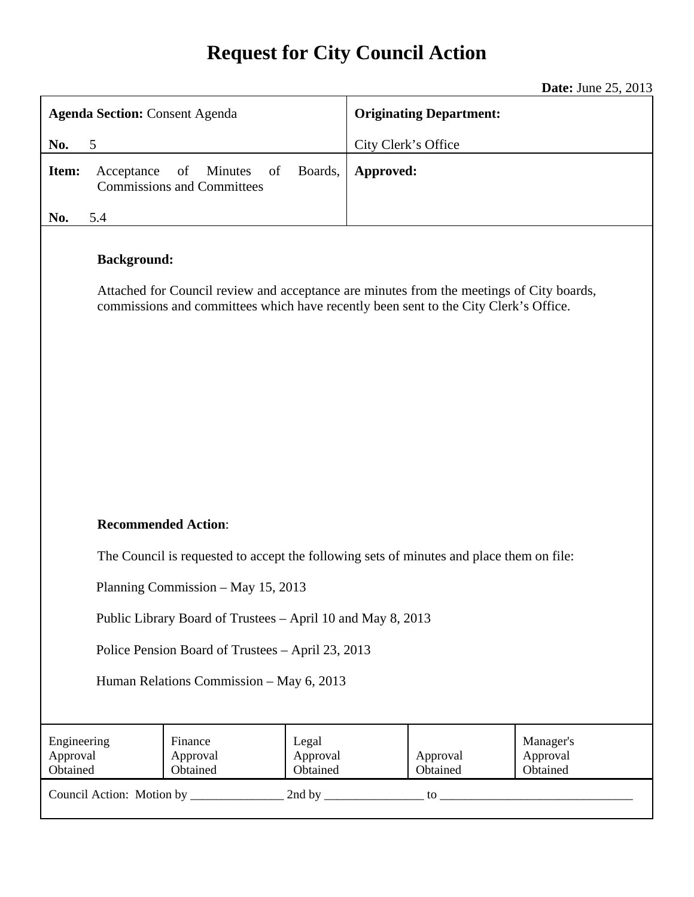# Request for City Council Action

**Date:** June 25, 2013

| **Agenda Section:** Consent Agenda<br><br>**No.** 5 | **Originating Department:**<br><br>City Clerk's Office |
|---|---|
| **Item:** Acceptance of Minutes of Boards, Commissions and Committees<br><br>**No.** 5.4 | **Approved:** |

**Background:**

Attached for Council review and acceptance are minutes from the meetings of City boards, commissions and committees which have recently been sent to the City Clerk's Office.

**Recommended Action**:

The Council is requested to accept the following sets of minutes and place them on file:

Planning Commission – May 15, 2013

Public Library Board of Trustees – April 10 and May 8, 2013

Police Pension Board of Trustees – April 23, 2013

Human Relations Commission – May 6, 2013

| Engineering Approval Obtained | Finance Approval Obtained | Legal Approval Obtained | Approval Obtained | Manager's Approval Obtained |
|---|---|---|---|---|

Council Action: Motion by _______________ 2nd by ________________ to _______________________________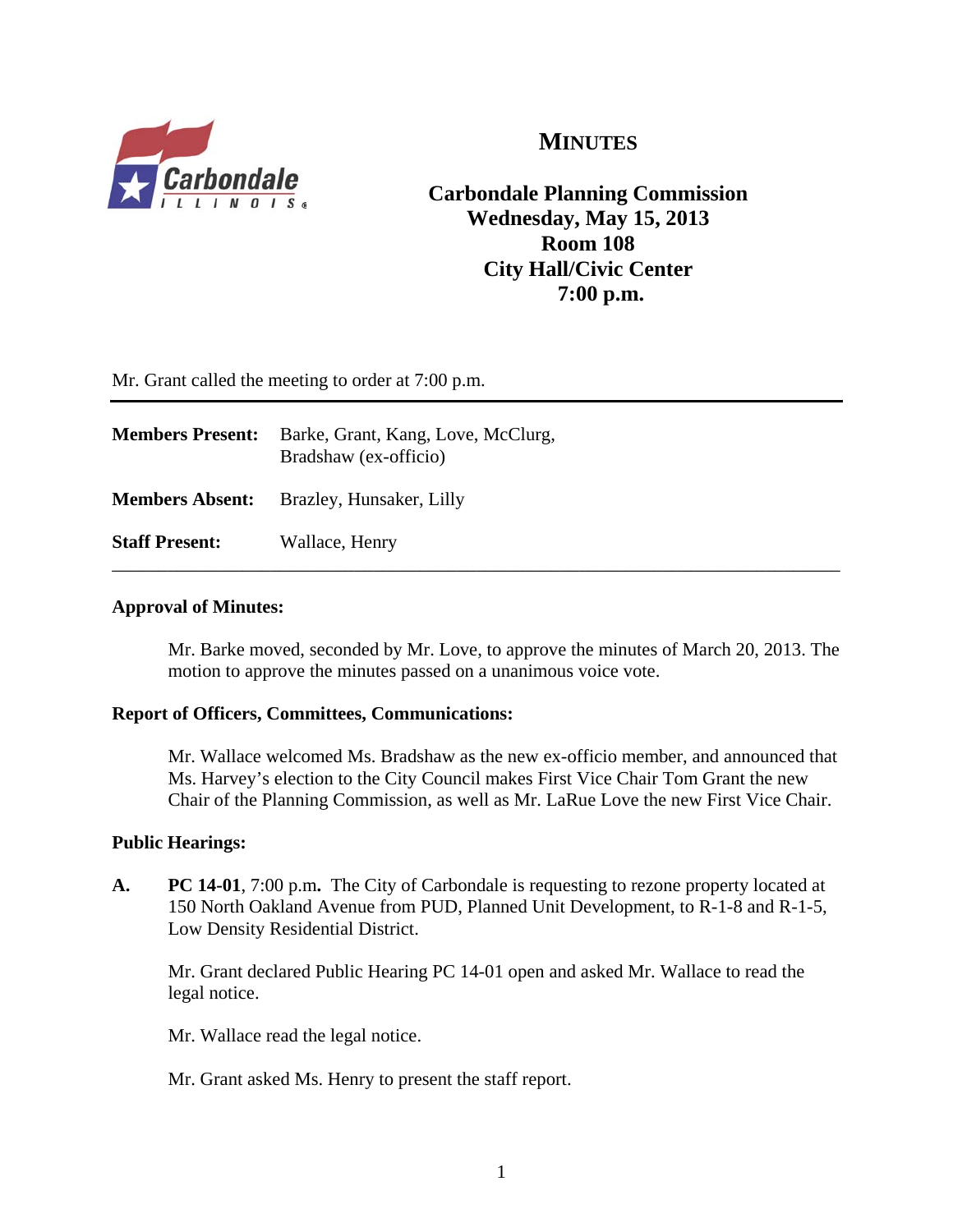# MINUTES

**Carbondale Planning Commission**
**Wednesday, May 15, 2013**
**Room 108**
**City Hall/Civic Center**
**7:00 p.m.**

Mr. Grant called the meeting to order at 7:00 p.m.

---

**Members Present:** Barke, Grant, Kang, Love, McClurg, Bradshaw (ex-officio)

**Members Absent:** Brazley, Hunsaker, Lilly

**Staff Present:** Wallace, Henry

---

**Approval of Minutes:**

Mr. Barke moved, seconded by Mr. Love, to approve the minutes of March 20, 2013. The motion to approve the minutes passed on a unanimous voice vote.

**Report of Officers, Committees, Communications:**

Mr. Wallace welcomed Ms. Bradshaw as the new ex-officio member, and announced that Ms. Harvey's election to the City Council makes First Vice Chair Tom Grant the new Chair of the Planning Commission, as well as Mr. LaRue Love the new First Vice Chair.

**Public Hearings:**

**A.** **PC 14-01**, 7:00 p.m**.** The City of Carbondale is requesting to rezone property located at 150 North Oakland Avenue from PUD, Planned Unit Development, to R-1-8 and R-1-5, Low Density Residential District.

Mr. Grant declared Public Hearing PC 14-01 open and asked Mr. Wallace to read the legal notice.

Mr. Wallace read the legal notice.

Mr. Grant asked Ms. Henry to present the staff report.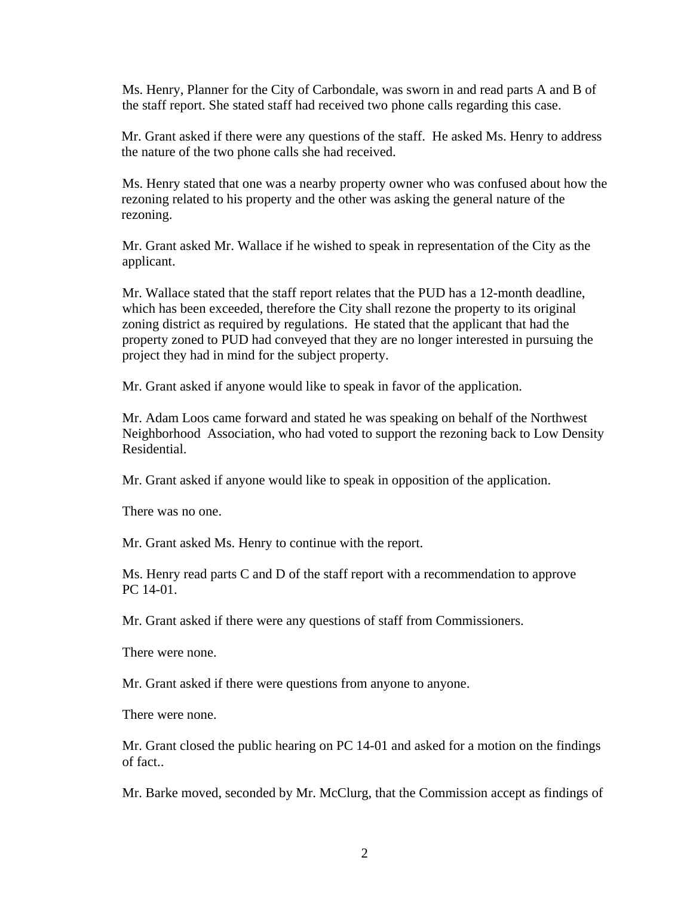Ms. Henry, Planner for the City of Carbondale, was sworn in and read parts A and B of the staff report. She stated staff had received two phone calls regarding this case.

Mr. Grant asked if there were any questions of the staff. He asked Ms. Henry to address the nature of the two phone calls she had received.

Ms. Henry stated that one was a nearby property owner who was confused about how the rezoning related to his property and the other was asking the general nature of the rezoning.

Mr. Grant asked Mr. Wallace if he wished to speak in representation of the City as the applicant.

Mr. Wallace stated that the staff report relates that the PUD has a 12-month deadline, which has been exceeded, therefore the City shall rezone the property to its original zoning district as required by regulations. He stated that the applicant that had the property zoned to PUD had conveyed that they are no longer interested in pursuing the project they had in mind for the subject property.

Mr. Grant asked if anyone would like to speak in favor of the application.

Mr. Adam Loos came forward and stated he was speaking on behalf of the Northwest Neighborhood Association, who had voted to support the rezoning back to Low Density Residential.

Mr. Grant asked if anyone would like to speak in opposition of the application.

There was no one.

Mr. Grant asked Ms. Henry to continue with the report.

Ms. Henry read parts C and D of the staff report with a recommendation to approve PC 14-01.

Mr. Grant asked if there were any questions of staff from Commissioners.

There were none.

Mr. Grant asked if there were questions from anyone to anyone.

There were none.

Mr. Grant closed the public hearing on PC 14-01 and asked for a motion on the findings of fact..

Mr. Barke moved, seconded by Mr. McClurg, that the Commission accept as findings of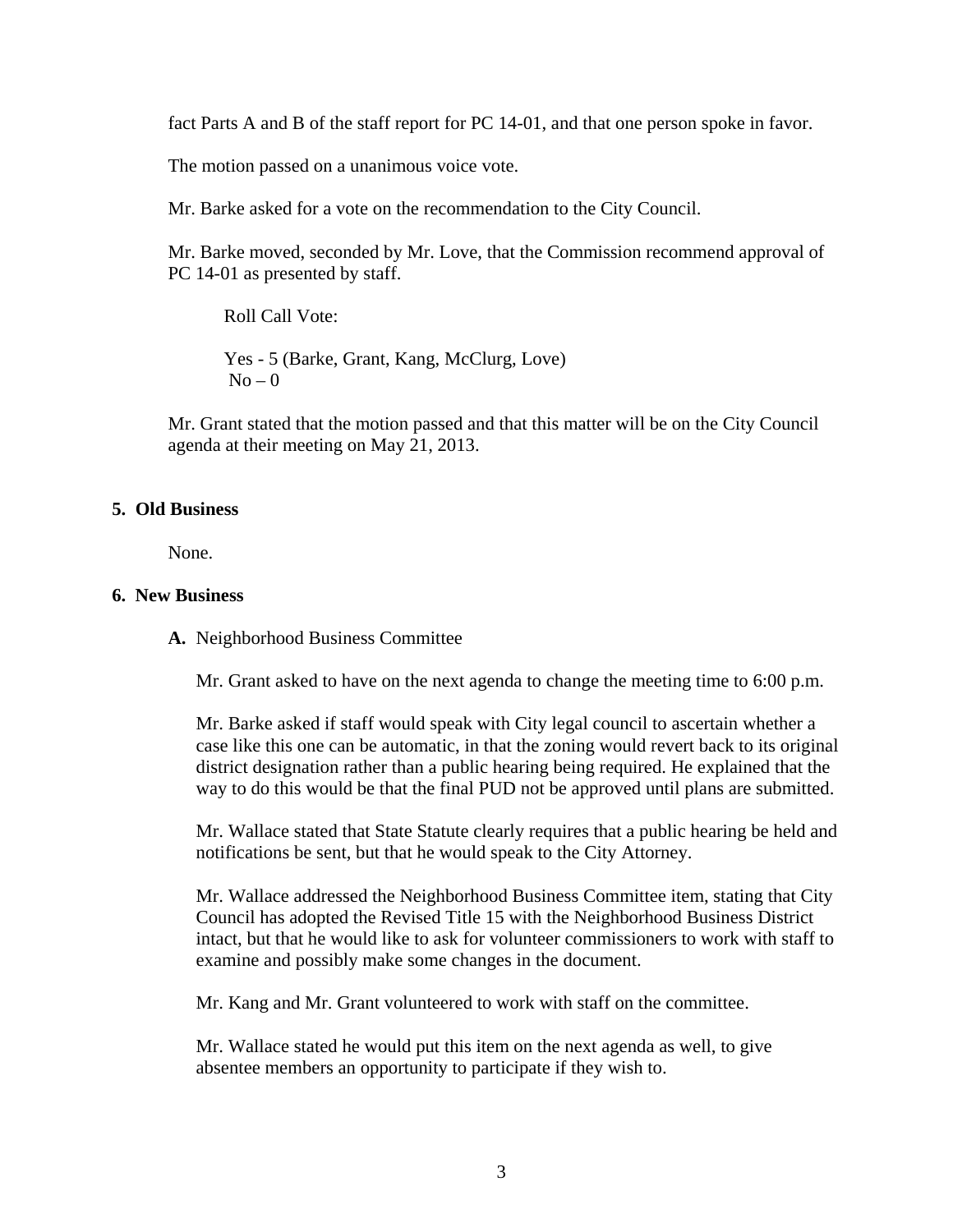fact Parts A and B of the staff report for PC 14-01, and that one person spoke in favor.

The motion passed on a unanimous voice vote.

Mr. Barke asked for a vote on the recommendation to the City Council.

Mr. Barke moved, seconded by Mr. Love, that the Commission recommend approval of PC 14-01 as presented by staff.

Roll Call Vote:

Yes - 5 (Barke, Grant, Kang, McClurg, Love)
No – 0

Mr. Grant stated that the motion passed and that this matter will be on the City Council agenda at their meeting on May 21, 2013.

**5. Old Business**

None.

**6. New Business**

**A.** Neighborhood Business Committee

Mr. Grant asked to have on the next agenda to change the meeting time to 6:00 p.m.

Mr. Barke asked if staff would speak with City legal council to ascertain whether a case like this one can be automatic, in that the zoning would revert back to its original district designation rather than a public hearing being required. He explained that the way to do this would be that the final PUD not be approved until plans are submitted.

Mr. Wallace stated that State Statute clearly requires that a public hearing be held and notifications be sent, but that he would speak to the City Attorney.

Mr. Wallace addressed the Neighborhood Business Committee item, stating that City Council has adopted the Revised Title 15 with the Neighborhood Business District intact, but that he would like to ask for volunteer commissioners to work with staff to examine and possibly make some changes in the document.

Mr. Kang and Mr. Grant volunteered to work with staff on the committee.

Mr. Wallace stated he would put this item on the next agenda as well, to give absentee members an opportunity to participate if they wish to.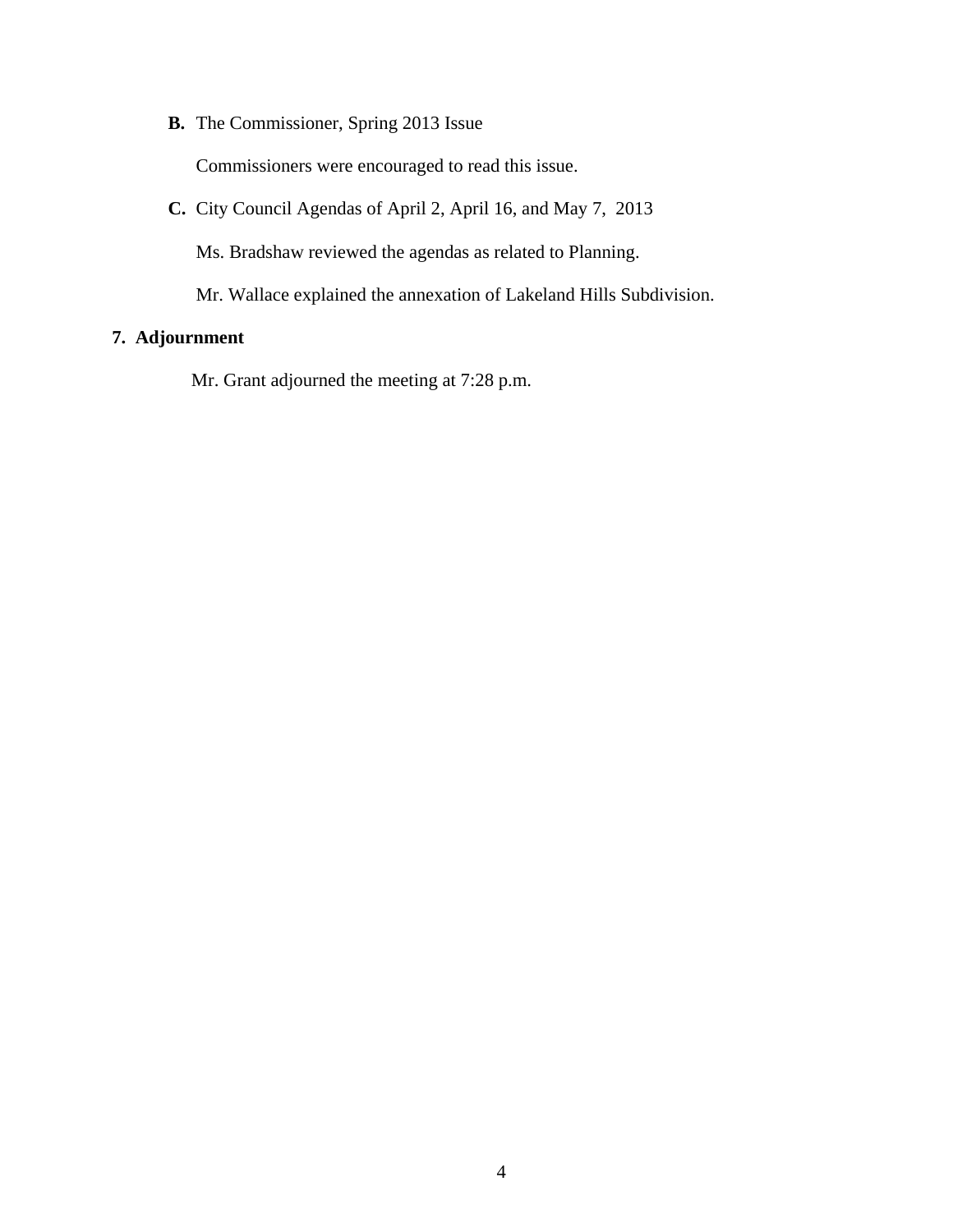**B.** The Commissioner, Spring 2013 Issue

Commissioners were encouraged to read this issue.

**C.** City Council Agendas of April 2, April 16, and May 7, 2013

Ms. Bradshaw reviewed the agendas as related to Planning.

Mr. Wallace explained the annexation of Lakeland Hills Subdivision.

**7. Adjournment**

Mr. Grant adjourned the meeting at 7:28 p.m.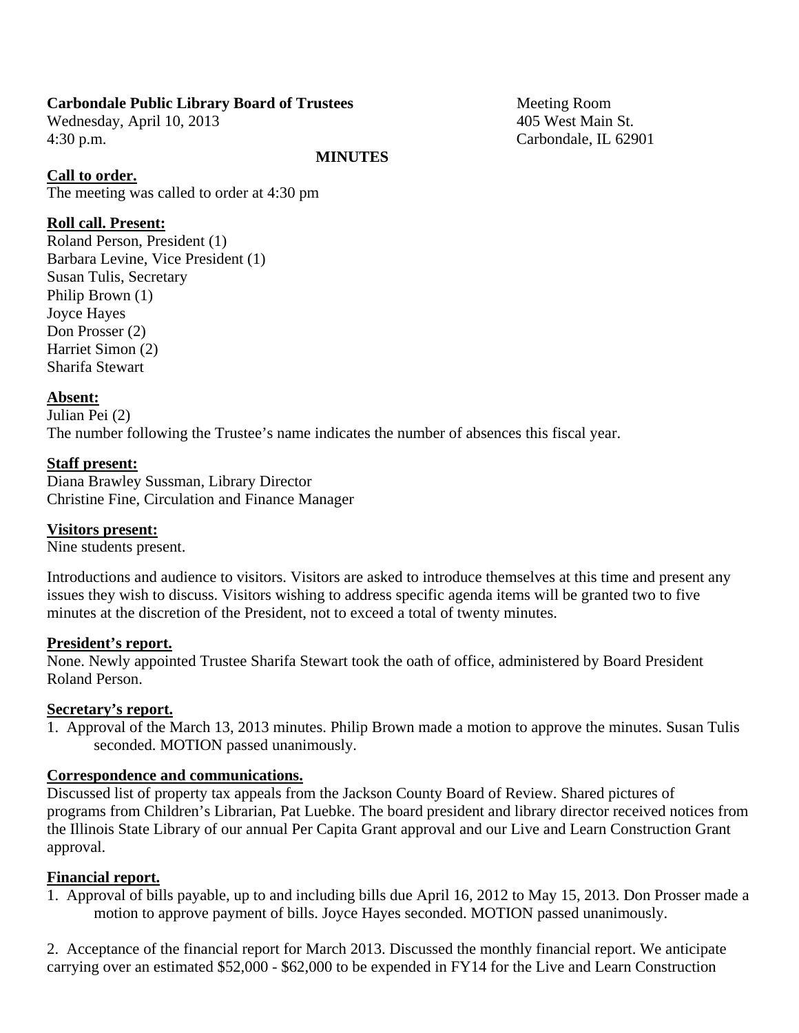**Carbondale Public Library Board of Trustees**
Wednesday, April 10, 2013
4:30 p.m.

Meeting Room
405 West Main St.
Carbondale, IL 62901

**MINUTES**

**Call to order.**
The meeting was called to order at 4:30 pm

**Roll call. Present:**
Roland Person, President (1)
Barbara Levine, Vice President (1)
Susan Tulis, Secretary
Philip Brown (1)
Joyce Hayes
Don Prosser (2)
Harriet Simon (2)
Sharifa Stewart

**Absent:**
Julian Pei (2)
The number following the Trustee's name indicates the number of absences this fiscal year.

**Staff present:**
Diana Brawley Sussman, Library Director
Christine Fine, Circulation and Finance Manager

**Visitors present:**
Nine students present.

Introductions and audience to visitors. Visitors are asked to introduce themselves at this time and present any issues they wish to discuss. Visitors wishing to address specific agenda items will be granted two to five minutes at the discretion of the President, not to exceed a total of twenty minutes.

**President's report.**
None. Newly appointed Trustee Sharifa Stewart took the oath of office, administered by Board President Roland Person.

**Secretary's report.**
1. Approval of the March 13, 2013 minutes. Philip Brown made a motion to approve the minutes. Susan Tulis seconded. MOTION passed unanimously.

**Correspondence and communications.**
Discussed list of property tax appeals from the Jackson County Board of Review. Shared pictures of programs from Children's Librarian, Pat Luebke. The board president and library director received notices from the Illinois State Library of our annual Per Capita Grant approval and our Live and Learn Construction Grant approval.

**Financial report.**
1. Approval of bills payable, up to and including bills due April 16, 2012 to May 15, 2013. Don Prosser made a motion to approve payment of bills. Joyce Hayes seconded. MOTION passed unanimously.

2. Acceptance of the financial report for March 2013. Discussed the monthly financial report. We anticipate carrying over an estimated \$52,000 - \$62,000 to be expended in FY14 for the Live and Learn Construction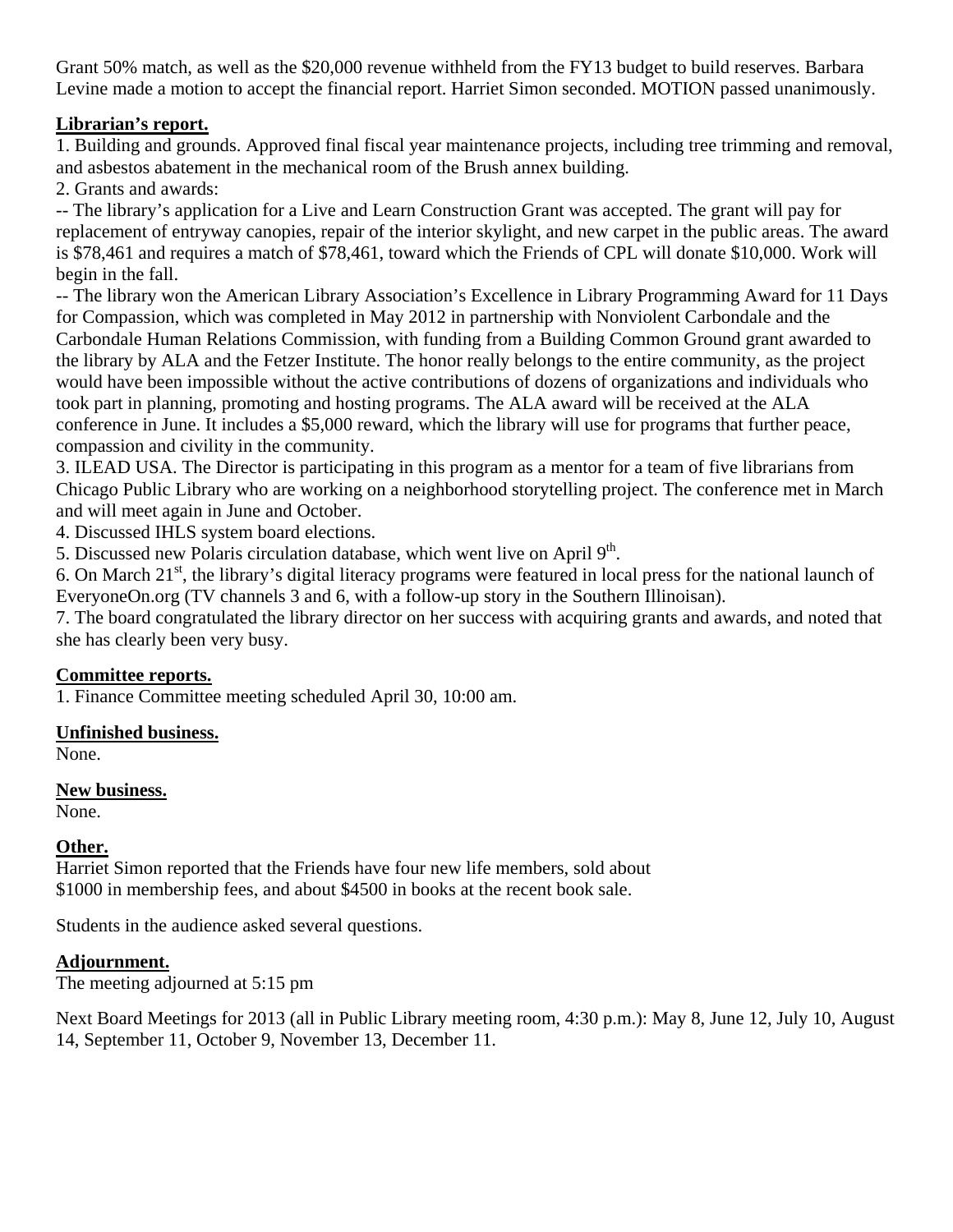Grant 50% match, as well as the $20,000 revenue withheld from the FY13 budget to build reserves. Barbara Levine made a motion to accept the financial report. Harriet Simon seconded. MOTION passed unanimously.

**Librarian's report.**

1. Building and grounds. Approved final fiscal year maintenance projects, including tree trimming and removal, and asbestos abatement in the mechanical room of the Brush annex building.
2. Grants and awards:

-- The library's application for a Live and Learn Construction Grant was accepted. The grant will pay for replacement of entryway canopies, repair of the interior skylight, and new carpet in the public areas. The award is $78,461 and requires a match of $78,461, toward which the Friends of CPL will donate $10,000. Work will begin in the fall.

-- The library won the American Library Association's Excellence in Library Programming Award for 11 Days for Compassion, which was completed in May 2012 in partnership with Nonviolent Carbondale and the Carbondale Human Relations Commission, with funding from a Building Common Ground grant awarded to the library by ALA and the Fetzer Institute. The honor really belongs to the entire community, as the project would have been impossible without the active contributions of dozens of organizations and individuals who took part in planning, promoting and hosting programs. The ALA award will be received at the ALA conference in June. It includes a $5,000 reward, which the library will use for programs that further peace, compassion and civility in the community.

3. ILEAD USA. The Director is participating in this program as a mentor for a team of five librarians from Chicago Public Library who are working on a neighborhood storytelling project. The conference met in March and will meet again in June and October.
4. Discussed IHLS system board elections.
5. Discussed new Polaris circulation database, which went live on April 9th.
6. On March 21st, the library's digital literacy programs were featured in local press for the national launch of EveryoneOn.org (TV channels 3 and 6, with a follow-up story in the Southern Illinoisan).
7. The board congratulated the library director on her success with acquiring grants and awards, and noted that she has clearly been very busy.

**Committee reports.**

1. Finance Committee meeting scheduled April 30, 10:00 am.

**Unfinished business.**

None.

**New business.**

None.

**Other.**

Harriet Simon reported that the Friends have four new life members, sold about $1000 in membership fees, and about $4500 in books at the recent book sale.

Students in the audience asked several questions.

**Adjournment.**

The meeting adjourned at 5:15 pm

Next Board Meetings for 2013 (all in Public Library meeting room, 4:30 p.m.): May 8, June 12, July 10, August 14, September 11, October 9, November 13, December 11.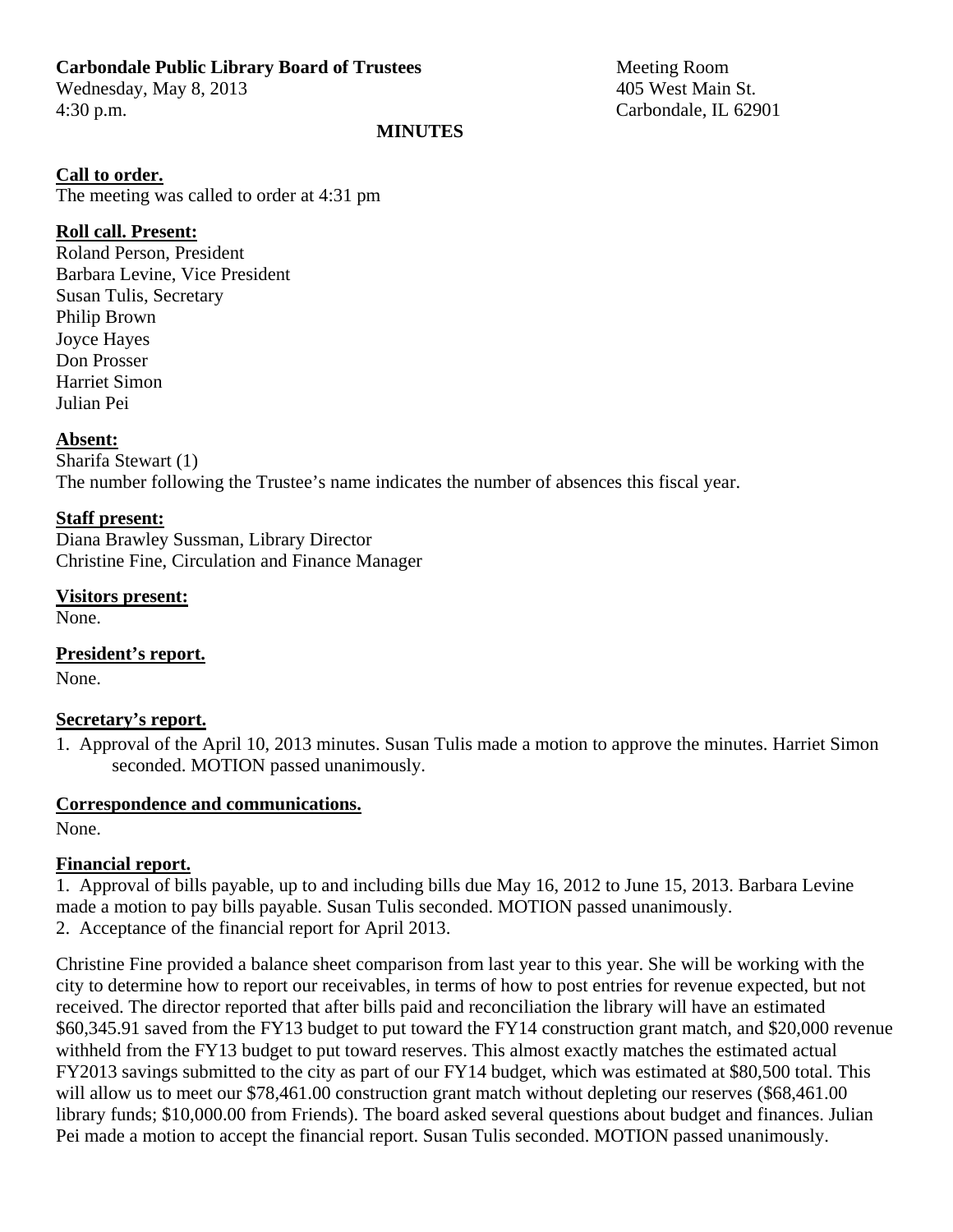**Carbondale Public Library Board of Trustees**
Wednesday, May 8, 2013
4:30 p.m.

Meeting Room
405 West Main St.
Carbondale, IL 62901

**MINUTES**

**Call to order.**
The meeting was called to order at 4:31 pm

**Roll call. Present:**
Roland Person, President
Barbara Levine, Vice President
Susan Tulis, Secretary
Philip Brown
Joyce Hayes
Don Prosser
Harriet Simon
Julian Pei

**Absent:**
Sharifa Stewart (1)
The number following the Trustee's name indicates the number of absences this fiscal year.

**Staff present:**
Diana Brawley Sussman, Library Director
Christine Fine, Circulation and Finance Manager

**Visitors present:**
None.

**President's report.**
None.

**Secretary's report.**

1. Approval of the April 10, 2013 minutes. Susan Tulis made a motion to approve the minutes. Harriet Simon seconded. MOTION passed unanimously.

**Correspondence and communications.**
None.

**Financial report.**

1. Approval of bills payable, up to and including bills due May 16, 2012 to June 15, 2013. Barbara Levine made a motion to pay bills payable. Susan Tulis seconded. MOTION passed unanimously.
2. Acceptance of the financial report for April 2013.

Christine Fine provided a balance sheet comparison from last year to this year. She will be working with the city to determine how to report our receivables, in terms of how to post entries for revenue expected, but not received. The director reported that after bills paid and reconciliation the library will have an estimated $60,345.91 saved from the FY13 budget to put toward the FY14 construction grant match, and $20,000 revenue withheld from the FY13 budget to put toward reserves. This almost exactly matches the estimated actual FY2013 savings submitted to the city as part of our FY14 budget, which was estimated at $80,500 total. This will allow us to meet our $78,461.00 construction grant match without depleting our reserves ($68,461.00 library funds; $10,000.00 from Friends). The board asked several questions about budget and finances. Julian Pei made a motion to accept the financial report. Susan Tulis seconded. MOTION passed unanimously.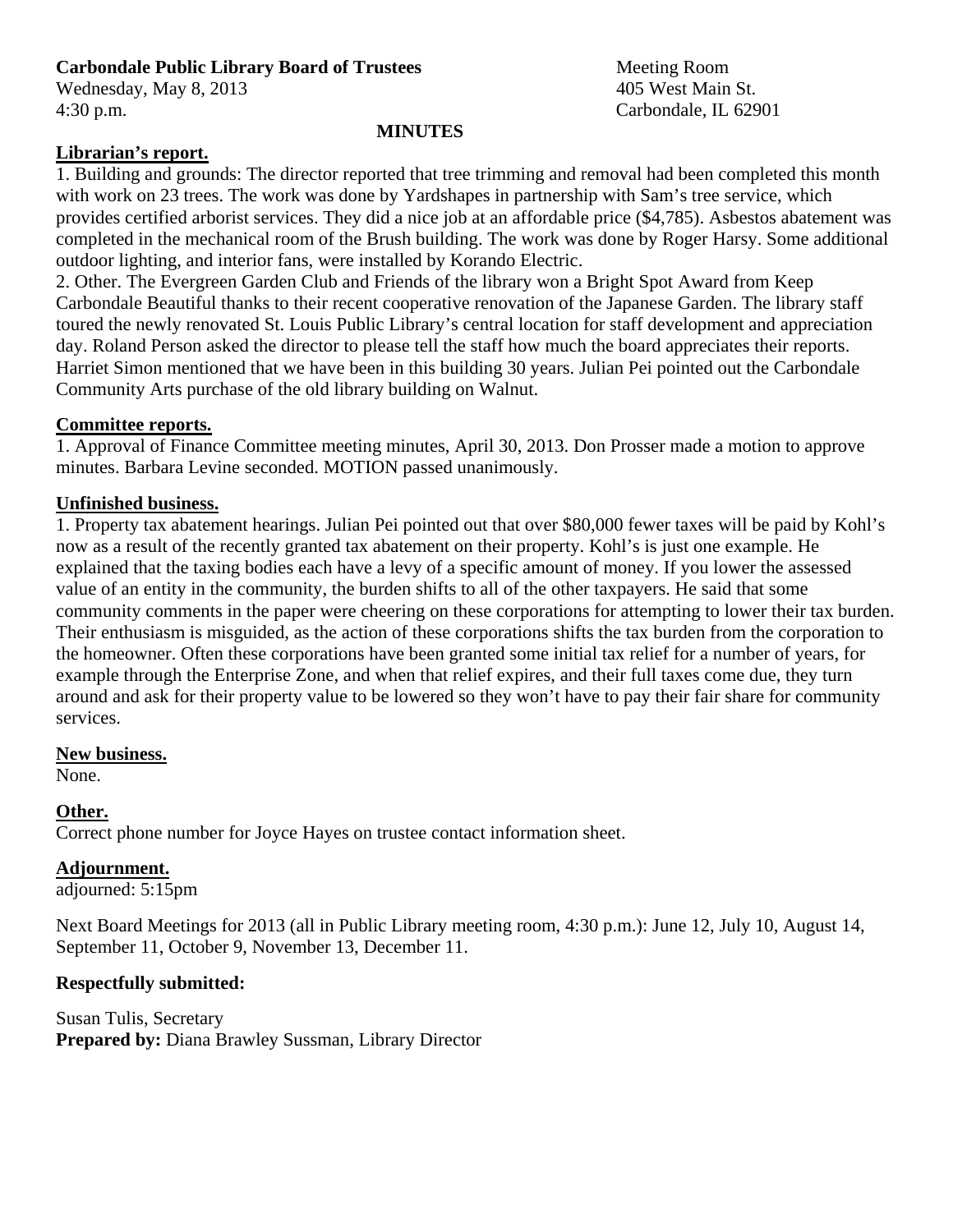**Carbondale Public Library Board of Trustees**
Wednesday, May 8, 2013
4:30 p.m.

Meeting Room
405 West Main St.
Carbondale, IL 62901

**MINUTES**

**Librarian's report.**

1. Building and grounds: The director reported that tree trimming and removal had been completed this month with work on 23 trees. The work was done by Yardshapes in partnership with Sam's tree service, which provides certified arborist services. They did a nice job at an affordable price ($4,785). Asbestos abatement was completed in the mechanical room of the Brush building. The work was done by Roger Harsy. Some additional outdoor lighting, and interior fans, were installed by Korando Electric.
2. Other. The Evergreen Garden Club and Friends of the library won a Bright Spot Award from Keep Carbondale Beautiful thanks to their recent cooperative renovation of the Japanese Garden. The library staff toured the newly renovated St. Louis Public Library's central location for staff development and appreciation day. Roland Person asked the director to please tell the staff how much the board appreciates their reports. Harriet Simon mentioned that we have been in this building 30 years. Julian Pei pointed out the Carbondale Community Arts purchase of the old library building on Walnut.

**Committee reports.**

1. Approval of Finance Committee meeting minutes, April 30, 2013. Don Prosser made a motion to approve minutes. Barbara Levine seconded. MOTION passed unanimously.

**Unfinished business.**

1. Property tax abatement hearings. Julian Pei pointed out that over $80,000 fewer taxes will be paid by Kohl's now as a result of the recently granted tax abatement on their property. Kohl's is just one example. He explained that the taxing bodies each have a levy of a specific amount of money. If you lower the assessed value of an entity in the community, the burden shifts to all of the other taxpayers. He said that some community comments in the paper were cheering on these corporations for attempting to lower their tax burden. Their enthusiasm is misguided, as the action of these corporations shifts the tax burden from the corporation to the homeowner. Often these corporations have been granted some initial tax relief for a number of years, for example through the Enterprise Zone, and when that relief expires, and their full taxes come due, they turn around and ask for their property value to be lowered so they won't have to pay their fair share for community services.

**New business.**

None.

**Other.**

Correct phone number for Joyce Hayes on trustee contact information sheet.

**Adjournment.**

adjourned: 5:15pm

Next Board Meetings for 2013 (all in Public Library meeting room, 4:30 p.m.): June 12, July 10, August 14, September 11, October 9, November 13, December 11.

**Respectfully submitted:**

Susan Tulis, Secretary
**Prepared by:** Diana Brawley Sussman, Library Director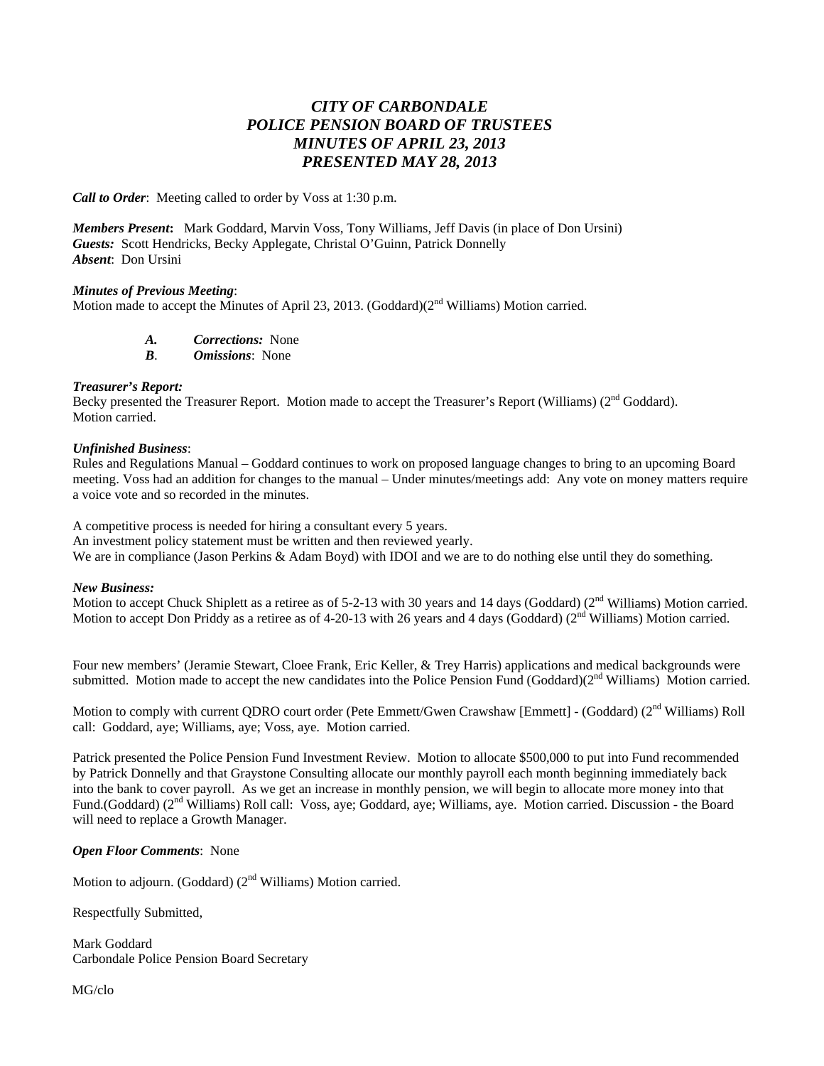# *CITY OF CARBONDALE*
# *POLICE PENSION BOARD OF TRUSTEES*
# *MINUTES OF APRIL 23, 2013*
# *PRESENTED MAY 28, 2013*

***Call to Order***: Meeting called to order by Voss at 1:30 p.m.

***Members Present*:** Mark Goddard, Marvin Voss, Tony Williams, Jeff Davis (in place of Don Ursini)
***Guests:*** Scott Hendricks, Becky Applegate, Christal O'Guinn, Patrick Donnelly
***Absent***: Don Ursini

***Minutes of Previous Meeting***:
Motion made to accept the Minutes of April 23, 2013. (Goddard)(2nd Williams) Motion carried.

- ***A.*** ***Corrections:*** None
- ***B***. ***Omissions***: None

***Treasurer's Report:***
Becky presented the Treasurer Report. Motion made to accept the Treasurer's Report (Williams) (2nd Goddard). Motion carried.

***Unfinished Business***:
Rules and Regulations Manual – Goddard continues to work on proposed language changes to bring to an upcoming Board meeting. Voss had an addition for changes to the manual – Under minutes/meetings add: Any vote on money matters require a voice vote and so recorded in the minutes.

A competitive process is needed for hiring a consultant every 5 years.
An investment policy statement must be written and then reviewed yearly.
We are in compliance (Jason Perkins & Adam Boyd) with IDOI and we are to do nothing else until they do something.

***New Business:***
Motion to accept Chuck Shiplett as a retiree as of 5-2-13 with 30 years and 14 days (Goddard) (2nd Williams) Motion carried.
Motion to accept Don Priddy as a retiree as of 4-20-13 with 26 years and 4 days (Goddard) (2nd Williams) Motion carried.

Four new members' (Jeramie Stewart, Cloee Frank, Eric Keller, & Trey Harris) applications and medical backgrounds were submitted. Motion made to accept the new candidates into the Police Pension Fund (Goddard)(2nd Williams) Motion carried.

Motion to comply with current QDRO court order (Pete Emmett/Gwen Crawshaw [Emmett] - (Goddard) (2nd Williams) Roll call: Goddard, aye; Williams, aye; Voss, aye. Motion carried.

Patrick presented the Police Pension Fund Investment Review. Motion to allocate $500,000 to put into Fund recommended by Patrick Donnelly and that Graystone Consulting allocate our monthly payroll each month beginning immediately back into the bank to cover payroll. As we get an increase in monthly pension, we will begin to allocate more money into that Fund.(Goddard) (2nd Williams) Roll call: Voss, aye; Goddard, aye; Williams, aye. Motion carried. Discussion - the Board will need to replace a Growth Manager.

***Open Floor Comments***: None

Motion to adjourn. (Goddard) (2nd Williams) Motion carried.

Respectfully Submitted,

Mark Goddard
Carbondale Police Pension Board Secretary

MG/clo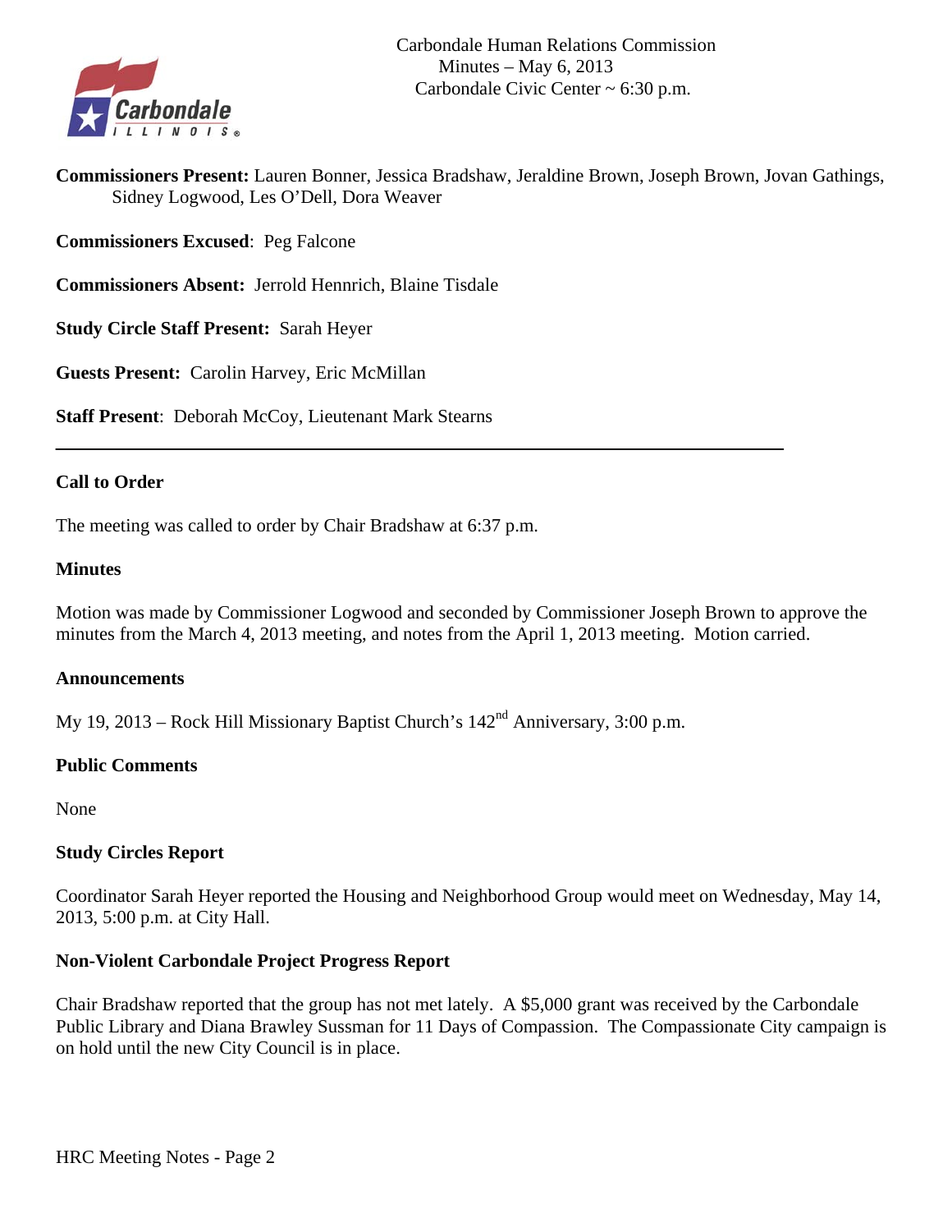Carbondale Human Relations Commission
Minutes – May 6, 2013
Carbondale Civic Center ~ 6:30 p.m.

**Commissioners Present:** Lauren Bonner, Jessica Bradshaw, Jeraldine Brown, Joseph Brown, Jovan Gathings, Sidney Logwood, Les O'Dell, Dora Weaver

**Commissioners Excused**: Peg Falcone

**Commissioners Absent:** Jerrold Hennrich, Blaine Tisdale

**Study Circle Staff Present:** Sarah Heyer

**Guests Present:** Carolin Harvey, Eric McMillan

**Staff Present**: Deborah McCoy, Lieutenant Mark Stearns

---

### Call to Order

The meeting was called to order by Chair Bradshaw at 6:37 p.m.

### Minutes

Motion was made by Commissioner Logwood and seconded by Commissioner Joseph Brown to approve the minutes from the March 4, 2013 meeting, and notes from the April 1, 2013 meeting. Motion carried.

### Announcements

My 19, 2013 – Rock Hill Missionary Baptist Church's 142nd Anniversary, 3:00 p.m.

### Public Comments

None

### Study Circles Report

Coordinator Sarah Heyer reported the Housing and Neighborhood Group would meet on Wednesday, May 14, 2013, 5:00 p.m. at City Hall.

### Non-Violent Carbondale Project Progress Report

Chair Bradshaw reported that the group has not met lately. A $5,000 grant was received by the Carbondale Public Library and Diana Brawley Sussman for 11 Days of Compassion. The Compassionate City campaign is on hold until the new City Council is in place.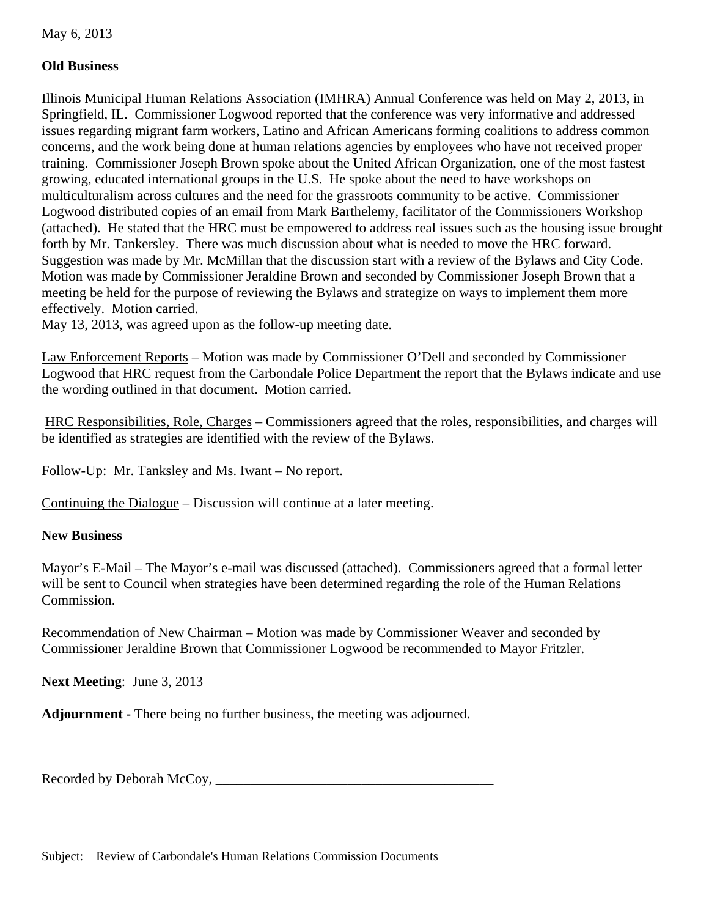May 6, 2013

**Old Business**

Illinois Municipal Human Relations Association (IMHRA) Annual Conference was held on May 2, 2013, in Springfield, IL. Commissioner Logwood reported that the conference was very informative and addressed issues regarding migrant farm workers, Latino and African Americans forming coalitions to address common concerns, and the work being done at human relations agencies by employees who have not received proper training. Commissioner Joseph Brown spoke about the United African Organization, one of the most fastest growing, educated international groups in the U.S. He spoke about the need to have workshops on multiculturalism across cultures and the need for the grassroots community to be active. Commissioner Logwood distributed copies of an email from Mark Barthelemy, facilitator of the Commissioners Workshop (attached). He stated that the HRC must be empowered to address real issues such as the housing issue brought forth by Mr. Tankersley. There was much discussion about what is needed to move the HRC forward. Suggestion was made by Mr. McMillan that the discussion start with a review of the Bylaws and City Code. Motion was made by Commissioner Jeraldine Brown and seconded by Commissioner Joseph Brown that a meeting be held for the purpose of reviewing the Bylaws and strategize on ways to implement them more effectively. Motion carried.
May 13, 2013, was agreed upon as the follow-up meeting date.

Law Enforcement Reports – Motion was made by Commissioner O'Dell and seconded by Commissioner Logwood that HRC request from the Carbondale Police Department the report that the Bylaws indicate and use the wording outlined in that document. Motion carried.

HRC Responsibilities, Role, Charges – Commissioners agreed that the roles, responsibilities, and charges will be identified as strategies are identified with the review of the Bylaws.

Follow-Up: Mr. Tanksley and Ms. Iwant – No report.

Continuing the Dialogue – Discussion will continue at a later meeting.

**New Business**

Mayor's E-Mail – The Mayor's e-mail was discussed (attached). Commissioners agreed that a formal letter will be sent to Council when strategies have been determined regarding the role of the Human Relations Commission.

Recommendation of New Chairman – Motion was made by Commissioner Weaver and seconded by Commissioner Jeraldine Brown that Commissioner Logwood be recommended to Mayor Fritzler.

**Next Meeting**: June 3, 2013

**Adjournment** - There being no further business, the meeting was adjourned.

Recorded by Deborah McCoy, ________________________________________

Subject: Review of Carbondale's Human Relations Commission Documents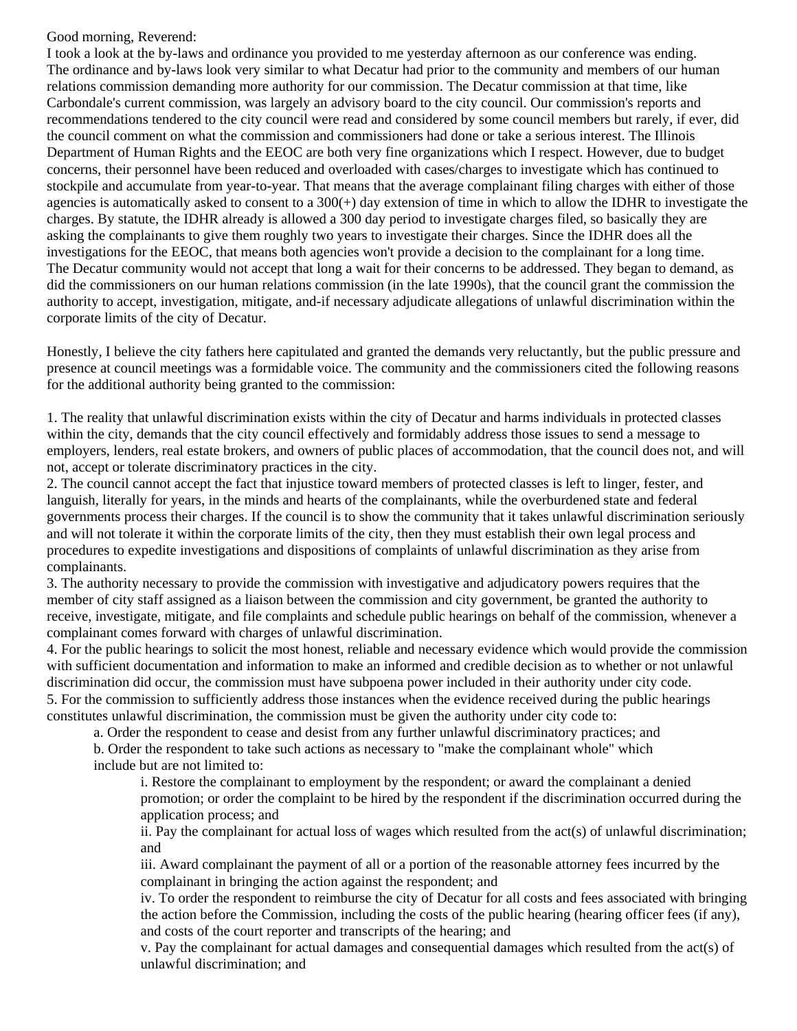Good morning, Reverend:

I took a look at the by-laws and ordinance you provided to me yesterday afternoon as our conference was ending. The ordinance and by-laws look very similar to what Decatur had prior to the community and members of our human relations commission demanding more authority for our commission. The Decatur commission at that time, like Carbondale's current commission, was largely an advisory board to the city council. Our commission's reports and recommendations tendered to the city council were read and considered by some council members but rarely, if ever, did the council comment on what the commission and commissioners had done or take a serious interest. The Illinois Department of Human Rights and the EEOC are both very fine organizations which I respect. However, due to budget concerns, their personnel have been reduced and overloaded with cases/charges to investigate which has continued to stockpile and accumulate from year-to-year. That means that the average complainant filing charges with either of those agencies is automatically asked to consent to a 300(+) day extension of time in which to allow the IDHR to investigate the charges. By statute, the IDHR already is allowed a 300 day period to investigate charges filed, so basically they are asking the complainants to give them roughly two years to investigate their charges. Since the IDHR does all the investigations for the EEOC, that means both agencies won't provide a decision to the complainant for a long time. The Decatur community would not accept that long a wait for their concerns to be addressed. They began to demand, as did the commissioners on our human relations commission (in the late 1990s), that the council grant the commission the authority to accept, investigation, mitigate, and-if necessary adjudicate allegations of unlawful discrimination within the corporate limits of the city of Decatur.

Honestly, I believe the city fathers here capitulated and granted the demands very reluctantly, but the public pressure and presence at council meetings was a formidable voice. The community and the commissioners cited the following reasons for the additional authority being granted to the commission:

1. The reality that unlawful discrimination exists within the city of Decatur and harms individuals in protected classes within the city, demands that the city council effectively and formidably address those issues to send a message to employers, lenders, real estate brokers, and owners of public places of accommodation, that the council does not, and will not, accept or tolerate discriminatory practices in the city.
2. The council cannot accept the fact that injustice toward members of protected classes is left to linger, fester, and languish, literally for years, in the minds and hearts of the complainants, while the overburdened state and federal governments process their charges. If the council is to show the community that it takes unlawful discrimination seriously and will not tolerate it within the corporate limits of the city, then they must establish their own legal process and procedures to expedite investigations and dispositions of complaints of unlawful discrimination as they arise from complainants.
3. The authority necessary to provide the commission with investigative and adjudicatory powers requires that the member of city staff assigned as a liaison between the commission and city government, be granted the authority to receive, investigate, mitigate, and file complaints and schedule public hearings on behalf of the commission, whenever a complainant comes forward with charges of unlawful discrimination.
4. For the public hearings to solicit the most honest, reliable and necessary evidence which would provide the commission with sufficient documentation and information to make an informed and credible decision as to whether or not unlawful discrimination did occur, the commission must have subpoena power included in their authority under city code.
5. For the commission to sufficiently address those instances when the evidence received during the public hearings constitutes unlawful discrimination, the commission must be given the authority under city code to:
   a. Order the respondent to cease and desist from any further unlawful discriminatory practices; and
   b. Order the respondent to take such actions as necessary to "make the complainant whole" which include but are not limited to:
      i. Restore the complainant to employment by the respondent; or award the complainant a denied promotion; or order the complaint to be hired by the respondent if the discrimination occurred during the application process; and
      ii. Pay the complainant for actual loss of wages which resulted from the act(s) of unlawful discrimination; and
      iii. Award complainant the payment of all or a portion of the reasonable attorney fees incurred by the complainant in bringing the action against the respondent; and
      iv. To order the respondent to reimburse the city of Decatur for all costs and fees associated with bringing the action before the Commission, including the costs of the public hearing (hearing officer fees (if any), and costs of the court reporter and transcripts of the hearing; and
      v. Pay the complainant for actual damages and consequential damages which resulted from the act(s) of unlawful discrimination; and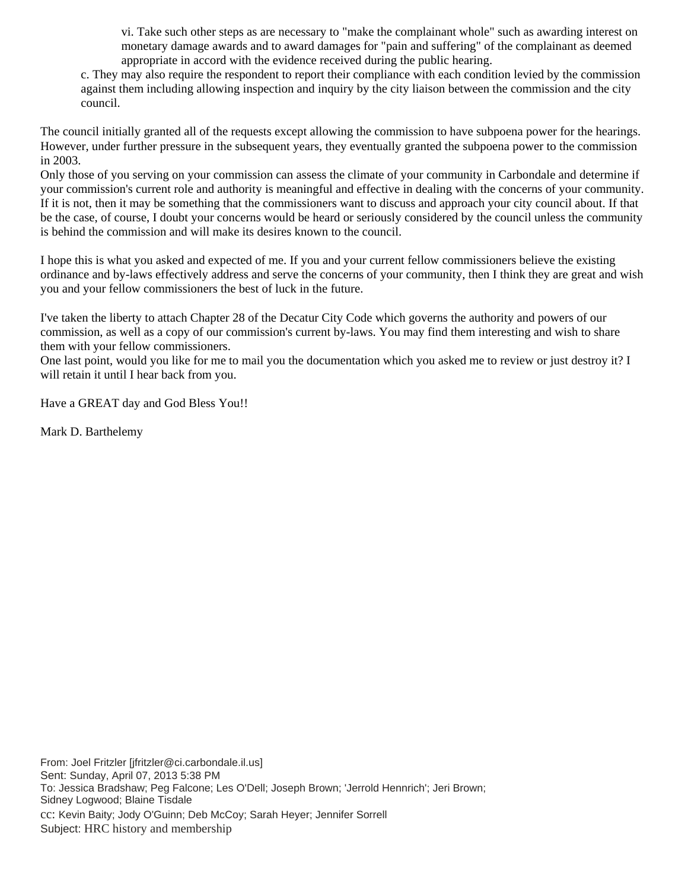vi. Take such other steps as are necessary to "make the complainant whole" such as awarding interest on monetary damage awards and to award damages for "pain and suffering" of the complainant as deemed appropriate in accord with the evidence received during the public hearing.

c. They may also require the respondent to report their compliance with each condition levied by the commission against them including allowing inspection and inquiry by the city liaison between the commission and the city council.

The council initially granted all of the requests except allowing the commission to have subpoena power for the hearings. However, under further pressure in the subsequent years, they eventually granted the subpoena power to the commission in 2003.

Only those of you serving on your commission can assess the climate of your community in Carbondale and determine if your commission's current role and authority is meaningful and effective in dealing with the concerns of your community. If it is not, then it may be something that the commissioners want to discuss and approach your city council about. If that be the case, of course, I doubt your concerns would be heard or seriously considered by the council unless the community is behind the commission and will make its desires known to the council.

I hope this is what you asked and expected of me. If you and your current fellow commissioners believe the existing ordinance and by-laws effectively address and serve the concerns of your community, then I think they are great and wish you and your fellow commissioners the best of luck in the future.

I've taken the liberty to attach Chapter 28 of the Decatur City Code which governs the authority and powers of our commission, as well as a copy of our commission's current by-laws. You may find them interesting and wish to share them with your fellow commissioners.

One last point, would you like for me to mail you the documentation which you asked me to review or just destroy it? I will retain it until I hear back from you.

Have a GREAT day and God Bless You!!

Mark D. Barthelemy

From: Joel Fritzler [jfritzler@ci.carbondale.il.us]
Sent: Sunday, April 07, 2013 5:38 PM
To: Jessica Bradshaw; Peg Falcone; Les O'Dell; Joseph Brown; 'Jerrold Hennrich'; Jeri Brown; Sidney Logwood; Blaine Tisdale
cc: Kevin Baity; Jody O'Guinn; Deb McCoy; Sarah Heyer; Jennifer Sorrell
Subject: HRC history and membership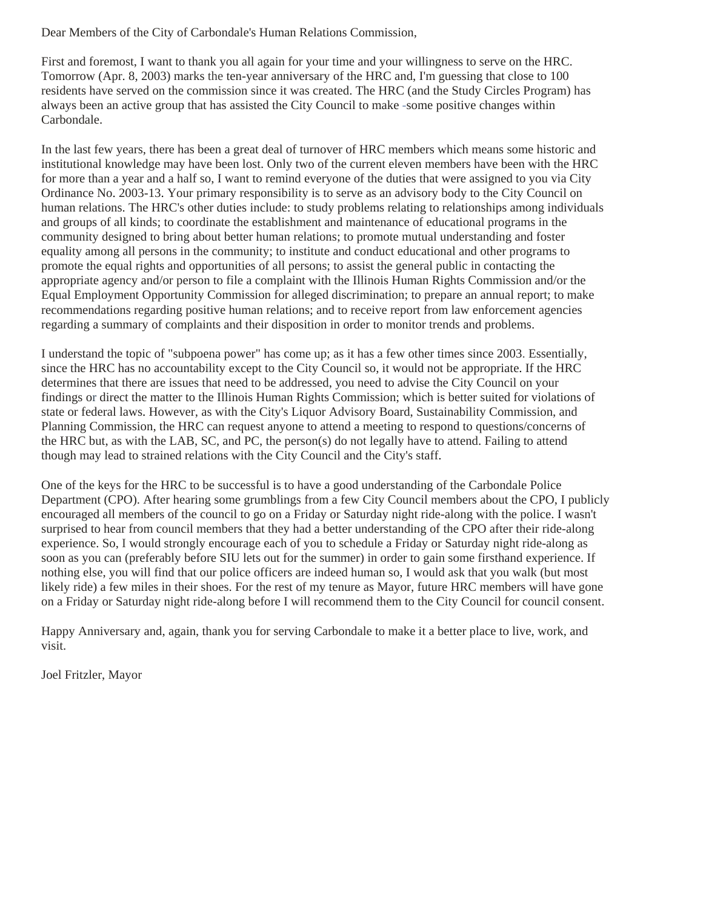Dear Members of the City of Carbondale's Human Relations Commission,

First and foremost, I want to thank you all again for your time and your willingness to serve on the HRC. Tomorrow (Apr. 8, 2003) marks the ten-year anniversary of the HRC and, I'm guessing that close to 100 residents have served on the commission since it was created. The HRC (and the Study Circles Program) has always been an active group that has assisted the City Council to make -some positive changes within Carbondale.

In the last few years, there has been a great deal of turnover of HRC members which means some historic and institutional knowledge may have been lost. Only two of the current eleven members have been with the HRC for more than a year and a half so, I want to remind everyone of the duties that were assigned to you via City Ordinance No. 2003-13. Your primary responsibility is to serve as an advisory body to the City Council on human relations. The HRC's other duties include: to study problems relating to relationships among individuals and groups of all kinds; to coordinate the establishment and maintenance of educational programs in the community designed to bring about better human relations; to promote mutual understanding and foster equality among all persons in the community; to institute and conduct educational and other programs to promote the equal rights and opportunities of all persons; to assist the general public in contacting the appropriate agency and/or person to file a complaint with the Illinois Human Rights Commission and/or the Equal Employment Opportunity Commission for alleged discrimination; to prepare an annual report; to make recommendations regarding positive human relations; and to receive report from law enforcement agencies regarding a summary of complaints and their disposition in order to monitor trends and problems.

I understand the topic of "subpoena power" has come up; as it has a few other times since 2003. Essentially, since the HRC has no accountability except to the City Council so, it would not be appropriate. If the HRC determines that there are issues that need to be addressed, you need to advise the City Council on your findings or direct the matter to the Illinois Human Rights Commission; which is better suited for violations of state or federal laws. However, as with the City's Liquor Advisory Board, Sustainability Commission, and Planning Commission, the HRC can request anyone to attend a meeting to respond to questions/concerns of the HRC but, as with the LAB, SC, and PC, the person(s) do not legally have to attend. Failing to attend though may lead to strained relations with the City Council and the City's staff.

One of the keys for the HRC to be successful is to have a good understanding of the Carbondale Police Department (CPO). After hearing some grumblings from a few City Council members about the CPO, I publicly encouraged all members of the council to go on a Friday or Saturday night ride-along with the police. I wasn't surprised to hear from council members that they had a better understanding of the CPO after their ride-along experience. So, I would strongly encourage each of you to schedule a Friday or Saturday night ride-along as soon as you can (preferably before SIU lets out for the summer) in order to gain some firsthand experience. If nothing else, you will find that our police officers are indeed human so, I would ask that you walk (but most likely ride) a few miles in their shoes. For the rest of my tenure as Mayor, future HRC members will have gone on a Friday or Saturday night ride-along before I will recommend them to the City Council for council consent.

Happy Anniversary and, again, thank you for serving Carbondale to make it a better place to live, work, and visit.

Joel Fritzler, Mayor